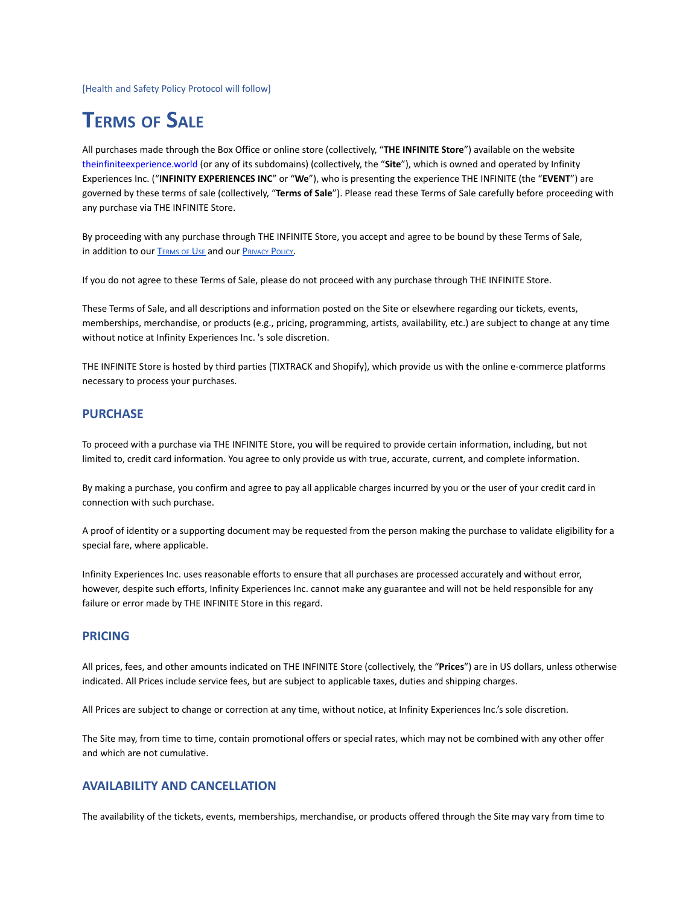[Health and Safety Policy Protocol will follow]

# Terms of Sale

All purchases made through the Box Office or online store (collectively, "**THE INFINITE Store**") available on the website theinfiniteexperience.world (or any of its subdomains) (collectively, the "**Site**"), which is owned and operated by Infinity Experiences Inc. ("**INFINITY EXPERIENCES INC**" or "**We**"), who is presenting the experience THE INFINITE (the "**EVENT**") are governed by these terms of sale (collectively, "**Terms of Sale**"). Please read these Terms of Sale carefully before proceeding with any purchase via THE INFINITE Store.

By proceeding with any purchase through THE INFINITE Store, you accept and agree to be bound by these Terms of Sale, in addition to our Terms of Use and our Privacy Policy.

If you do not agree to these Terms of Sale, please do not proceed with any purchase through THE INFINITE Store.

These Terms of Sale, and all descriptions and information posted on the Site or elsewhere regarding our tickets, events, memberships, merchandise, or products (e.g., pricing, programming, artists, availability, etc.) are subject to change at any time without notice at Infinity Experiences Inc. 's sole discretion.

THE INFINITE Store is hosted by third parties (TIXTRACK and Shopify), which provide us with the online e-commerce platforms necessary to process your purchases.

## PURCHASE

To proceed with a purchase via THE INFINITE Store, you will be required to provide certain information, including, but not limited to, credit card information. You agree to only provide us with true, accurate, current, and complete information.

By making a purchase, you confirm and agree to pay all applicable charges incurred by you or the user of your credit card in connection with such purchase.

A proof of identity or a supporting document may be requested from the person making the purchase to validate eligibility for a special fare, where applicable.

Infinity Experiences Inc. uses reasonable efforts to ensure that all purchases are processed accurately and without error, however, despite such efforts, Infinity Experiences Inc. cannot make any guarantee and will not be held responsible for any failure or error made by THE INFINITE Store in this regard.

## PRICING

All prices, fees, and other amounts indicated on THE INFINITE Store (collectively, the "**Prices**") are in US dollars, unless otherwise indicated. All Prices include service fees, but are subject to applicable taxes, duties and shipping charges.

All Prices are subject to change or correction at any time, without notice, at Infinity Experiences Inc.'s sole discretion.

The Site may, from time to time, contain promotional offers or special rates, which may not be combined with any other offer and which are not cumulative.

## AVAILABILITY AND CANCELLATION

The availability of the tickets, events, memberships, merchandise, or products offered through the Site may vary from time to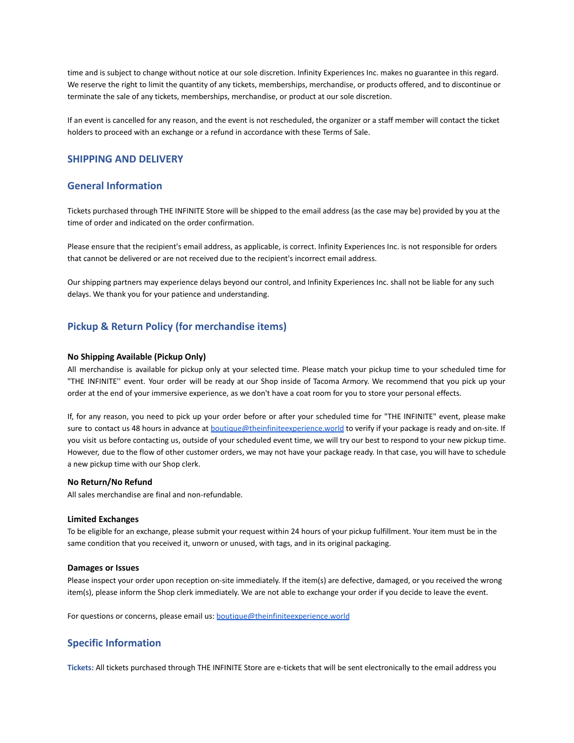time and is subject to change without notice at our sole discretion. Infinity Experiences Inc. makes no guarantee in this regard. We reserve the right to limit the quantity of any tickets, memberships, merchandise, or products offered, and to discontinue or terminate the sale of any tickets, memberships, merchandise, or product at our sole discretion.

If an event is cancelled for any reason, and the event is not rescheduled, the organizer or a staff member will contact the ticket holders to proceed with an exchange or a refund in accordance with these Terms of Sale.

## SHIPPING AND DELIVERY

## General Information

Tickets purchased through THE INFINITE Store will be shipped to the email address (as the case may be) provided by you at the time of order and indicated on the order confirmation.

Please ensure that the recipient's email address, as applicable, is correct. Infinity Experiences Inc. is not responsible for orders that cannot be delivered or are not received due to the recipient's incorrect email address.

Our shipping partners may experience delays beyond our control, and Infinity Experiences Inc. shall not be liable for any such delays. We thank you for your patience and understanding.

## Pickup & Return Policy (for merchandise items)

**No Shipping Available (Pickup Only)**

All merchandise is available for pickup only at your selected time. Please match your pickup time to your scheduled time for "THE INFINITE'' event. Your order will be ready at our Shop inside of Tacoma Armory. We recommend that you pick up your order at the end of your immersive experience, as we don't have a coat room for you to store your personal effects.

If, for any reason, you need to pick up your order before or after your scheduled time for "THE INFINITE" event, please make sure to contact us 48 hours in advance at boutique@theinfiniteexperience.world to verify if your package is ready and on-site. If you visit us before contacting us, outside of your scheduled event time, we will try our best to respond to your new pickup time. However, due to the flow of other customer orders, we may not have your package ready. In that case, you will have to schedule a new pickup time with our Shop clerk.

**No Return/No Refund**

All sales merchandise are final and non-refundable.

**Limited Exchanges**

To be eligible for an exchange, please submit your request within 24 hours of your pickup fulfillment. Your item must be in the same condition that you received it, unworn or unused, with tags, and in its original packaging.

**Damages or Issues**

Please inspect your order upon reception on-site immediately. If the item(s) are defective, damaged, or you received the wrong item(s), please inform the Shop clerk immediately. We are not able to exchange your order if you decide to leave the event.

For questions or concerns, please email us: boutique@theinfiniteexperience.world

## Specific Information

**Tickets:** All tickets purchased through THE INFINITE Store are e-tickets that will be sent electronically to the email address you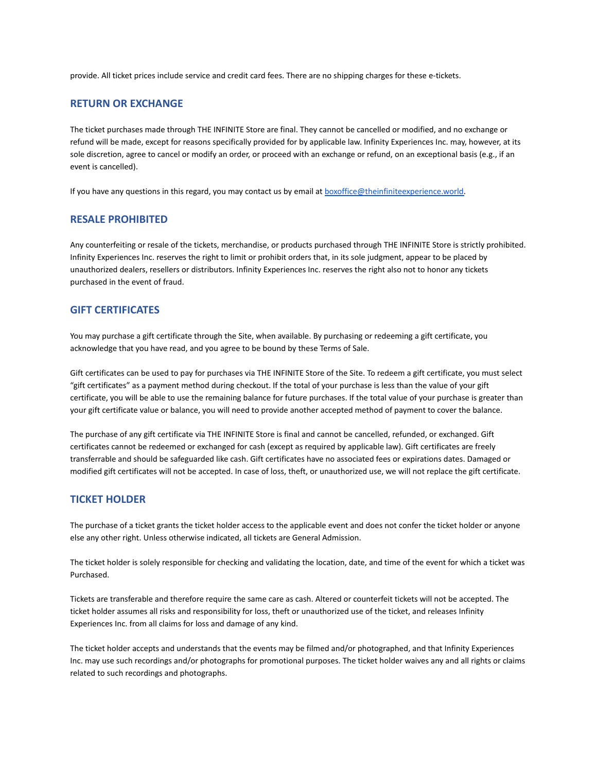provide. All ticket prices include service and credit card fees. There are no shipping charges for these e-tickets.

## RETURN OR EXCHANGE

The ticket purchases made through THE INFINITE Store are final. They cannot be cancelled or modified, and no exchange or refund will be made, except for reasons specifically provided for by applicable law. Infinity Experiences Inc. may, however, at its sole discretion, agree to cancel or modify an order, or proceed with an exchange or refund, on an exceptional basis (e.g., if an event is cancelled).

If you have any questions in this regard, you may contact us by email at [boxoffice@theinfiniteexperience.world](mailto:boxoffice@theinfiniteexperience.world).

## RESALE PROHIBITED

Any counterfeiting or resale of the tickets, merchandise, or products purchased through THE INFINITE Store is strictly prohibited. Infinity Experiences Inc. reserves the right to limit or prohibit orders that, in its sole judgment, appear to be placed by unauthorized dealers, resellers or distributors. Infinity Experiences Inc. reserves the right also not to honor any tickets purchased in the event of fraud.

## GIFT CERTIFICATES

You may purchase a gift certificate through the Site, when available. By purchasing or redeeming a gift certificate, you acknowledge that you have read, and you agree to be bound by these Terms of Sale.

Gift certificates can be used to pay for purchases via THE INFINITE Store of the Site. To redeem a gift certificate, you must select "gift certificates" as a payment method during checkout. If the total of your purchase is less than the value of your gift certificate, you will be able to use the remaining balance for future purchases. If the total value of your purchase is greater than your gift certificate value or balance, you will need to provide another accepted method of payment to cover the balance.

The purchase of any gift certificate via THE INFINITE Store is final and cannot be cancelled, refunded, or exchanged. Gift certificates cannot be redeemed or exchanged for cash (except as required by applicable law). Gift certificates are freely transferrable and should be safeguarded like cash. Gift certificates have no associated fees or expirations dates. Damaged or modified gift certificates will not be accepted. In case of loss, theft, or unauthorized use, we will not replace the gift certificate.

## TICKET HOLDER

The purchase of a ticket grants the ticket holder access to the applicable event and does not confer the ticket holder or anyone else any other right. Unless otherwise indicated, all tickets are General Admission.

The ticket holder is solely responsible for checking and validating the location, date, and time of the event for which a ticket was Purchased.

Tickets are transferable and therefore require the same care as cash. Altered or counterfeit tickets will not be accepted. The ticket holder assumes all risks and responsibility for loss, theft or unauthorized use of the ticket, and releases Infinity Experiences Inc. from all claims for loss and damage of any kind.

The ticket holder accepts and understands that the events may be filmed and/or photographed, and that Infinity Experiences Inc. may use such recordings and/or photographs for promotional purposes. The ticket holder waives any and all rights or claims related to such recordings and photographs.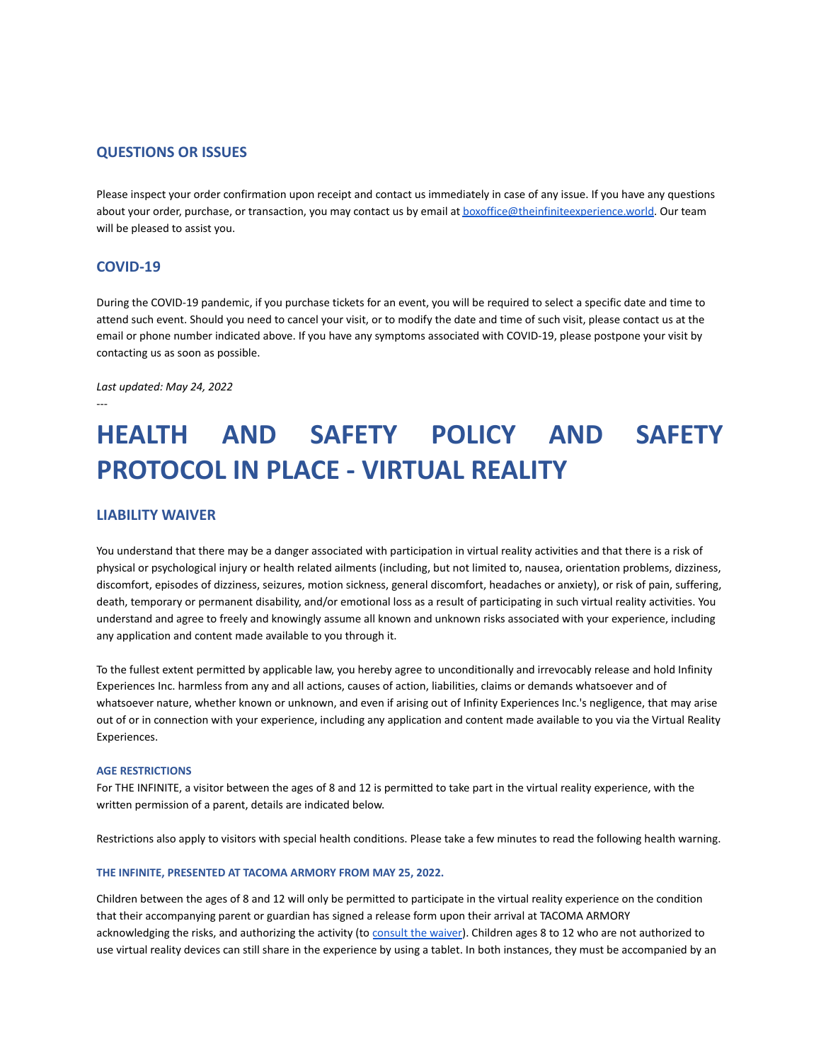## QUESTIONS OR ISSUES

Please inspect your order confirmation upon receipt and contact us immediately in case of any issue. If you have any questions about your order, purchase, or transaction, you may contact us by email at [boxoffice@theinfiniteexperience.world](mailto:boxoffice@theinfiniteexperience.world). Our team will be pleased to assist you.

## COVID-19

During the COVID-19 pandemic, if you purchase tickets for an event, you will be required to select a specific date and time to attend such event. Should you need to cancel your visit, or to modify the date and time of such visit, please contact us at the email or phone number indicated above. If you have any symptoms associated with COVID-19, please postpone your visit by contacting us as soon as possible.

*Last updated: May 24, 2022*

---

# HEALTH AND SAFETY POLICY AND SAFETY PROTOCOL IN PLACE - VIRTUAL REALITY

## LIABILITY WAIVER

You understand that there may be a danger associated with participation in virtual reality activities and that there is a risk of physical or psychological injury or health related ailments (including, but not limited to, nausea, orientation problems, dizziness, discomfort, episodes of dizziness, seizures, motion sickness, general discomfort, headaches or anxiety), or risk of pain, suffering, death, temporary or permanent disability, and/or emotional loss as a result of participating in such virtual reality activities. You understand and agree to freely and knowingly assume all known and unknown risks associated with your experience, including any application and content made available to you through it.

To the fullest extent permitted by applicable law, you hereby agree to unconditionally and irrevocably release and hold Infinity Experiences Inc. harmless from any and all actions, causes of action, liabilities, claims or demands whatsoever and of whatsoever nature, whether known or unknown, and even if arising out of Infinity Experiences Inc.'s negligence, that may arise out of or in connection with your experience, including any application and content made available to you via the Virtual Reality Experiences.

#### AGE RESTRICTIONS

For THE INFINITE, a visitor between the ages of 8 and 12 is permitted to take part in the virtual reality experience, with the written permission of a parent, details are indicated below.

Restrictions also apply to visitors with special health conditions. Please take a few minutes to read the following health warning.

#### THE INFINITE, PRESENTED AT TACOMA ARMORY FROM MAY 25, 2022.

Children between the ages of 8 and 12 will only be permitted to participate in the virtual reality experience on the condition that their accompanying parent or guardian has signed a release form upon their arrival at TACOMA ARMORY acknowledging the risks, and authorizing the activity (to consult the waiver). Children ages 8 to 12 who are not authorized to use virtual reality devices can still share in the experience by using a tablet. In both instances, they must be accompanied by an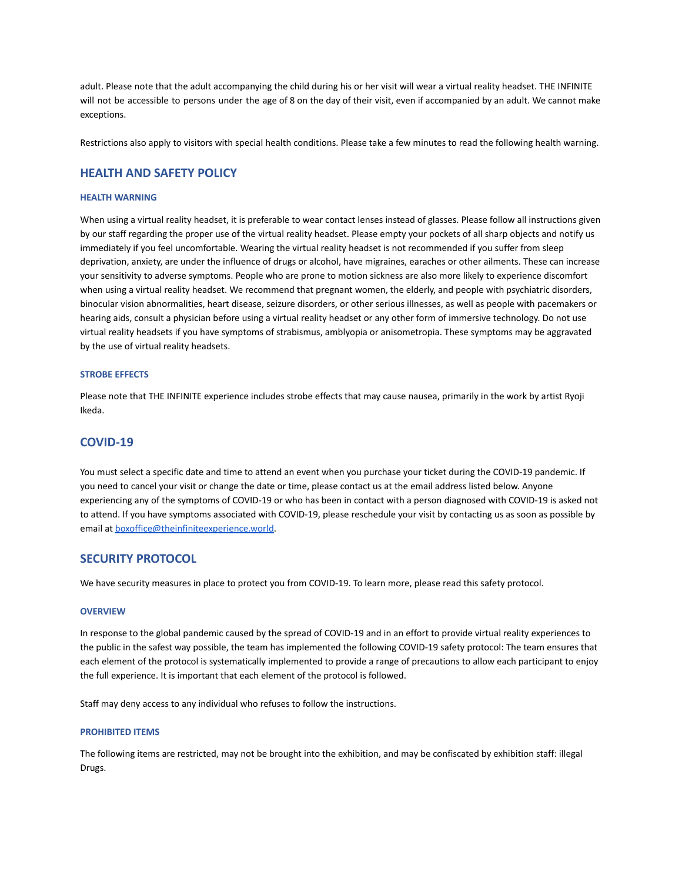adult. Please note that the adult accompanying the child during his or her visit will wear a virtual reality headset. THE INFINITE will not be accessible to persons under the age of 8 on the day of their visit, even if accompanied by an adult. We cannot make exceptions.

Restrictions also apply to visitors with special health conditions. Please take a few minutes to read the following health warning.

## HEALTH AND SAFETY POLICY

### HEALTH WARNING

When using a virtual reality headset, it is preferable to wear contact lenses instead of glasses. Please follow all instructions given by our staff regarding the proper use of the virtual reality headset. Please empty your pockets of all sharp objects and notify us immediately if you feel uncomfortable. Wearing the virtual reality headset is not recommended if you suffer from sleep deprivation, anxiety, are under the influence of drugs or alcohol, have migraines, earaches or other ailments. These can increase your sensitivity to adverse symptoms. People who are prone to motion sickness are also more likely to experience discomfort when using a virtual reality headset. We recommend that pregnant women, the elderly, and people with psychiatric disorders, binocular vision abnormalities, heart disease, seizure disorders, or other serious illnesses, as well as people with pacemakers or hearing aids, consult a physician before using a virtual reality headset or any other form of immersive technology. Do not use virtual reality headsets if you have symptoms of strabismus, amblyopia or anisometropia. These symptoms may be aggravated by the use of virtual reality headsets.

### STROBE EFFECTS

Please note that THE INFINITE experience includes strobe effects that may cause nausea, primarily in the work by artist Ryoji Ikeda.

## COVID-19

You must select a specific date and time to attend an event when you purchase your ticket during the COVID-19 pandemic. If you need to cancel your visit or change the date or time, please contact us at the email address listed below. Anyone experiencing any of the symptoms of COVID-19 or who has been in contact with a person diagnosed with COVID-19 is asked not to attend. If you have symptoms associated with COVID-19, please reschedule your visit by contacting us as soon as possible by email at boxoffice@theinfiniteexperience.world.

## SECURITY PROTOCOL

We have security measures in place to protect you from COVID-19. To learn more, please read this safety protocol.

### OVERVIEW

In response to the global pandemic caused by the spread of COVID-19 and in an effort to provide virtual reality experiences to the public in the safest way possible, the team has implemented the following COVID-19 safety protocol: The team ensures that each element of the protocol is systematically implemented to provide a range of precautions to allow each participant to enjoy the full experience. It is important that each element of the protocol is followed.

Staff may deny access to any individual who refuses to follow the instructions.

### PROHIBITED ITEMS

The following items are restricted, may not be brought into the exhibition, and may be confiscated by exhibition staff: illegal Drugs.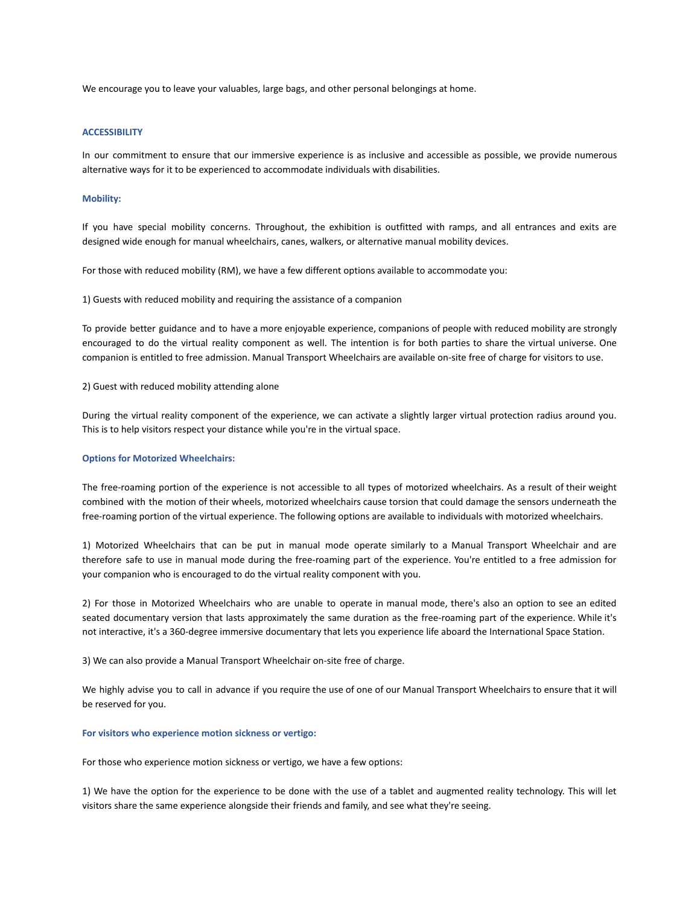We encourage you to leave your valuables, large bags, and other personal belongings at home.

## ACCESSIBILITY

In our commitment to ensure that our immersive experience is as inclusive and accessible as possible, we provide numerous alternative ways for it to be experienced to accommodate individuals with disabilities.

### Mobility:

If you have special mobility concerns. Throughout, the exhibition is outfitted with ramps, and all entrances and exits are designed wide enough for manual wheelchairs, canes, walkers, or alternative manual mobility devices.

For those with reduced mobility (RM), we have a few different options available to accommodate you:

1) Guests with reduced mobility and requiring the assistance of a companion

To provide better guidance and to have a more enjoyable experience, companions of people with reduced mobility are strongly encouraged to do the virtual reality component as well. The intention is for both parties to share the virtual universe. One companion is entitled to free admission. Manual Transport Wheelchairs are available on-site free of charge for visitors to use.

2) Guest with reduced mobility attending alone

During the virtual reality component of the experience, we can activate a slightly larger virtual protection radius around you. This is to help visitors respect your distance while you're in the virtual space.

### Options for Motorized Wheelchairs:

The free-roaming portion of the experience is not accessible to all types of motorized wheelchairs. As a result of their weight combined with the motion of their wheels, motorized wheelchairs cause torsion that could damage the sensors underneath the free-roaming portion of the virtual experience. The following options are available to individuals with motorized wheelchairs.

1) Motorized Wheelchairs that can be put in manual mode operate similarly to a Manual Transport Wheelchair and are therefore safe to use in manual mode during the free-roaming part of the experience. You're entitled to a free admission for your companion who is encouraged to do the virtual reality component with you.

2) For those in Motorized Wheelchairs who are unable to operate in manual mode, there's also an option to see an edited seated documentary version that lasts approximately the same duration as the free-roaming part of the experience. While it's not interactive, it's a 360-degree immersive documentary that lets you experience life aboard the International Space Station.

3) We can also provide a Manual Transport Wheelchair on-site free of charge.

We highly advise you to call in advance if you require the use of one of our Manual Transport Wheelchairs to ensure that it will be reserved for you.

### For visitors who experience motion sickness or vertigo:

For those who experience motion sickness or vertigo, we have a few options:

1) We have the option for the experience to be done with the use of a tablet and augmented reality technology. This will let visitors share the same experience alongside their friends and family, and see what they're seeing.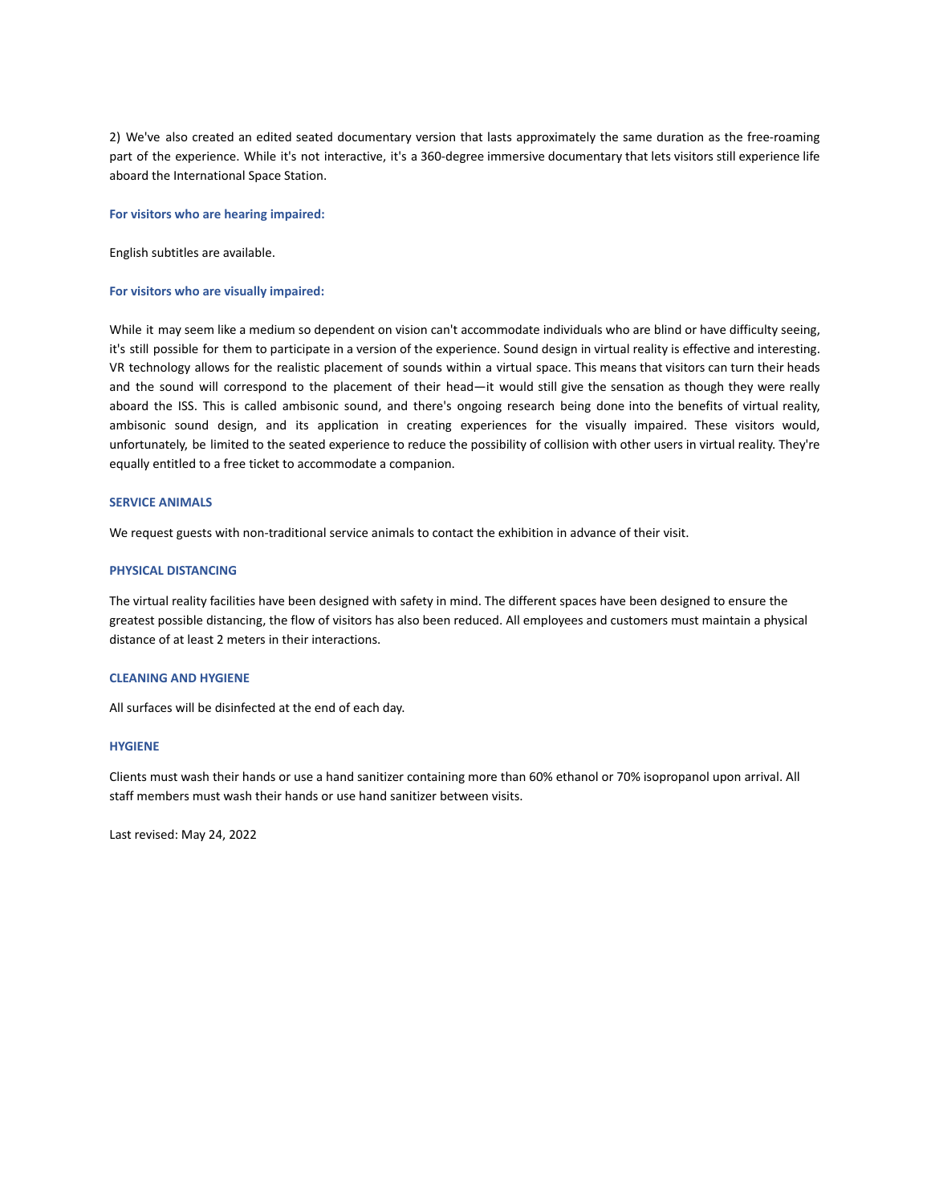2) We've also created an edited seated documentary version that lasts approximately the same duration as the free-roaming part of the experience. While it's not interactive, it's a 360-degree immersive documentary that lets visitors still experience life aboard the International Space Station.

**For visitors who are hearing impaired:**

English subtitles are available.

**For visitors who are visually impaired:**

While it may seem like a medium so dependent on vision can't accommodate individuals who are blind or have difficulty seeing, it's still possible for them to participate in a version of the experience. Sound design in virtual reality is effective and interesting. VR technology allows for the realistic placement of sounds within a virtual space. This means that visitors can turn their heads and the sound will correspond to the placement of their head—it would still give the sensation as though they were really aboard the ISS. This is called ambisonic sound, and there's ongoing research being done into the benefits of virtual reality, ambisonic sound design, and its application in creating experiences for the visually impaired. These visitors would, unfortunately, be limited to the seated experience to reduce the possibility of collision with other users in virtual reality. They're equally entitled to a free ticket to accommodate a companion.

## SERVICE ANIMALS

We request guests with non-traditional service animals to contact the exhibition in advance of their visit.

## PHYSICAL DISTANCING

The virtual reality facilities have been designed with safety in mind. The different spaces have been designed to ensure the greatest possible distancing, the flow of visitors has also been reduced. All employees and customers must maintain a physical distance of at least 2 meters in their interactions.

## CLEANING AND HYGIENE

All surfaces will be disinfected at the end of each day.

## HYGIENE

Clients must wash their hands or use a hand sanitizer containing more than 60% ethanol or 70% isopropanol upon arrival. All staff members must wash their hands or use hand sanitizer between visits.

Last revised: May 24, 2022